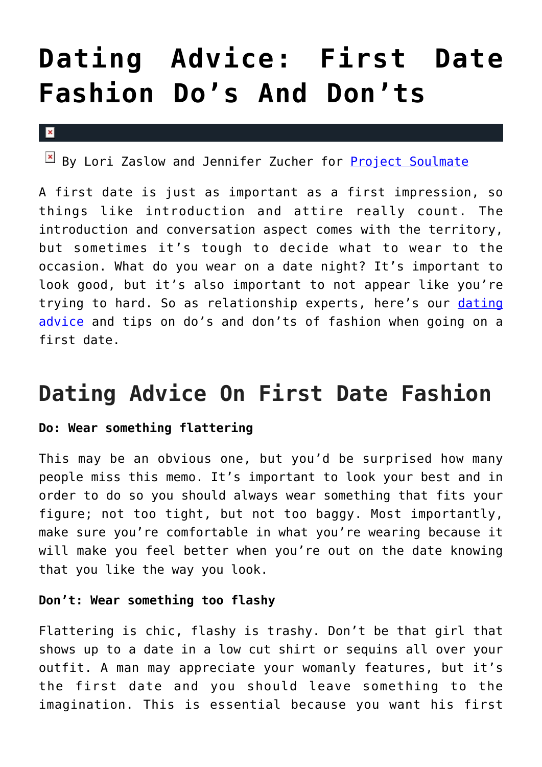# Dating Advice: First Date Fashion Do's And Don'ts

By Lori Zaslow and Jennifer Zucher for [Project Soulmate]

A first date is just as important as a first impression, so things like introduction and attire really count. The introduction and conversation aspect comes with the territory, but sometimes it's tough to decide what to wear to the occasion. What do you wear on a date night? It's important to look good, but it's also important to not appear like you're trying to hard. So as relationship experts, here's our [dating advice] and tips on do's and don'ts of fashion when going on a first date.

## Dating Advice On First Date Fashion

**Do: Wear something flattering**

This may be an obvious one, but you'd be surprised how many people miss this memo. It's important to look your best and in order to do so you should always wear something that fits your figure; not too tight, but not too baggy. Most importantly, make sure you're comfortable in what you're wearing because it will make you feel better when you're out on the date knowing that you like the way you look.

**Don't: Wear something too flashy**

Flattering is chic, flashy is trashy. Don't be that girl that shows up to a date in a low cut shirt or sequins all over your outfit. A man may appreciate your womanly features, but it's the first date and you should leave something to the imagination. This is essential because you want his first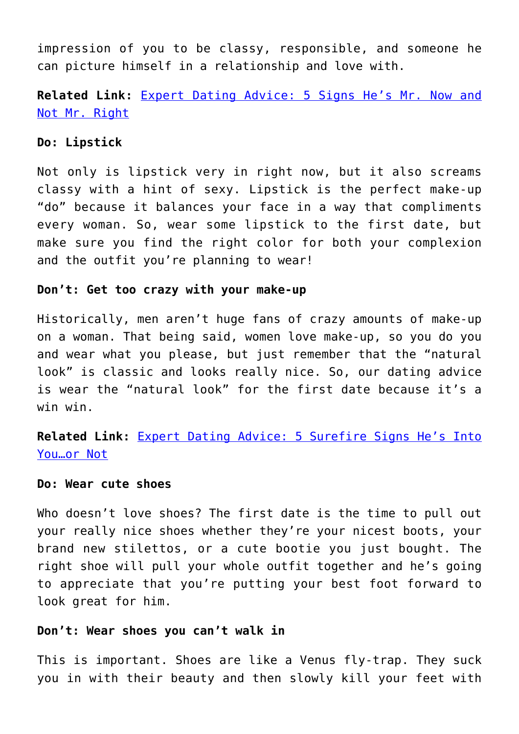impression of you to be classy, responsible, and someone he can picture himself in a relationship and love with.

**Related Link:** [Expert Dating Advice: 5 Signs He's Mr. Now and Not Mr. Right]()

**Do: Lipstick**

Not only is lipstick very in right now, but it also screams classy with a hint of sexy. Lipstick is the perfect make-up "do" because it balances your face in a way that compliments every woman. So, wear some lipstick to the first date, but make sure you find the right color for both your complexion and the outfit you're planning to wear!

**Don't: Get too crazy with your make-up**

Historically, men aren't huge fans of crazy amounts of make-up on a woman. That being said, women love make-up, so you do you and wear what you please, but just remember that the "natural look" is classic and looks really nice. So, our dating advice is wear the "natural look" for the first date because it's a win win.

**Related Link:** [Expert Dating Advice: 5 Surefire Signs He's Into You…or Not]()

**Do: Wear cute shoes**

Who doesn't love shoes? The first date is the time to pull out your really nice shoes whether they're your nicest boots, your brand new stilettos, or a cute bootie you just bought. The right shoe will pull your whole outfit together and he's going to appreciate that you're putting your best foot forward to look great for him.

**Don't: Wear shoes you can't walk in**

This is important. Shoes are like a Venus fly-trap. They suck you in with their beauty and then slowly kill your feet with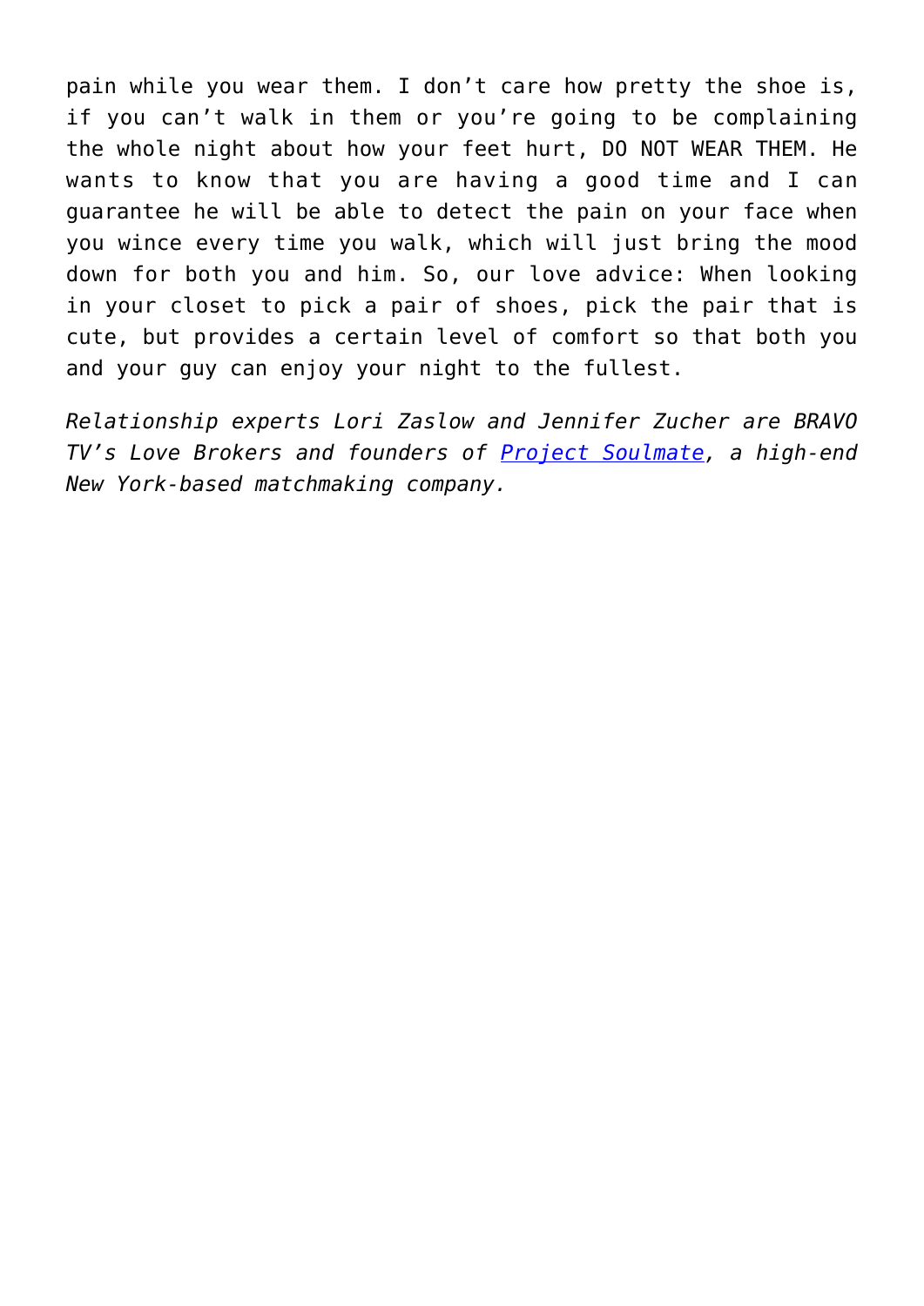pain while you wear them. I don't care how pretty the shoe is, if you can't walk in them or you're going to be complaining the whole night about how your feet hurt, DO NOT WEAR THEM. He wants to know that you are having a good time and I can guarantee he will be able to detect the pain on your face when you wince every time you walk, which will just bring the mood down for both you and him. So, our love advice: When looking in your closet to pick a pair of shoes, pick the pair that is cute, but provides a certain level of comfort so that both you and your guy can enjoy your night to the fullest.

*Relationship experts Lori Zaslow and Jennifer Zucher are BRAVO TV's Love Brokers and founders of Project Soulmate, a high-end New York-based matchmaking company.*